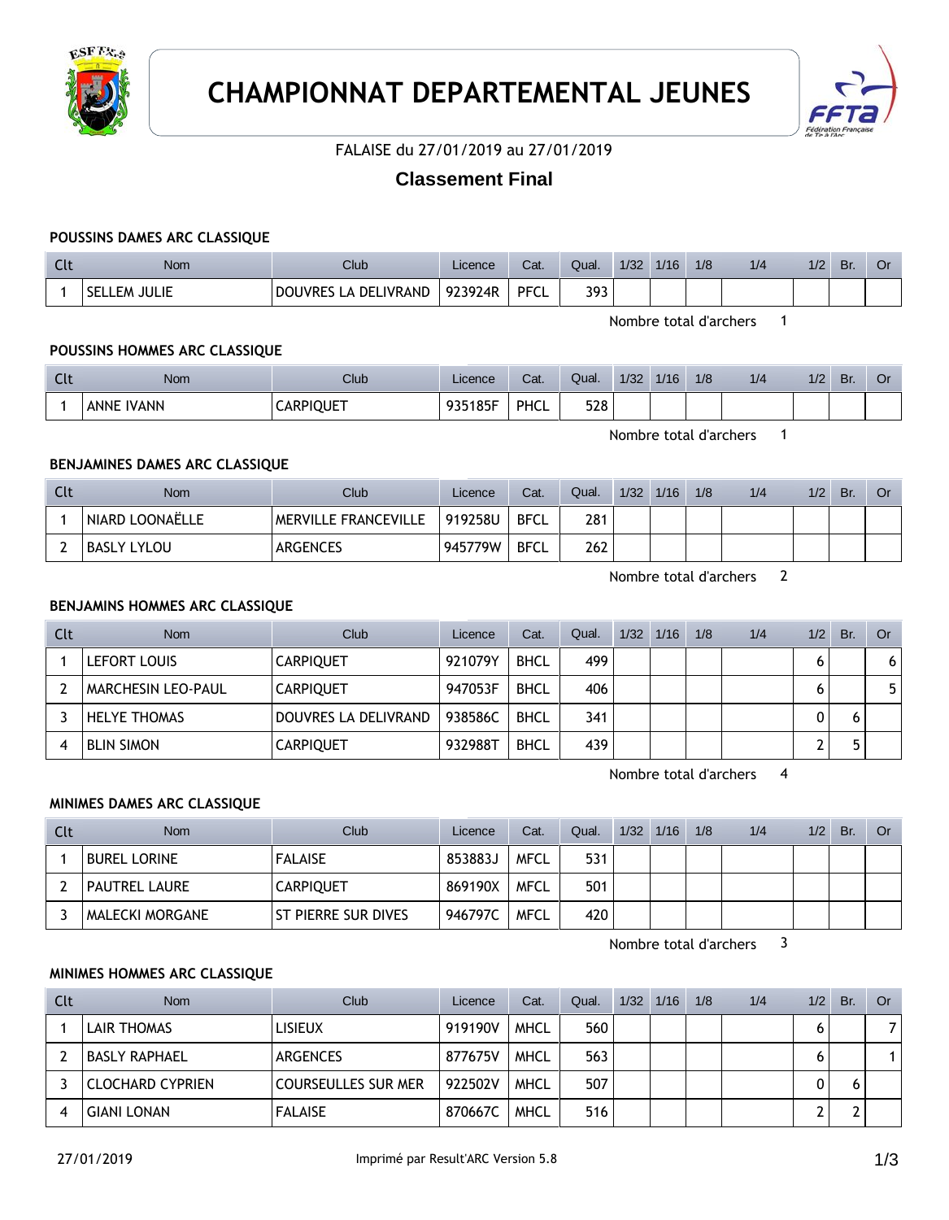# CHAMPIONNAT DEPARTEMENTAL JEUNES

FALAISE du 27/01/2019 au 27/01/2019

## Classement Final

### POUSSINS DAMES ARC CLASSIQUE

| Clt | Nom | Club | Licence | Cat. | Qual. | 1/32 | 1/16 | 1/8 | 1/4 | 1/2 | Br. | Or |
|---|---|---|---|---|---|---|---|---|---|---|---|---|
| 1 | SELLEM JULIE | DOUVRES LA DELIVRAND | 923924R | PFCL | 393 | | | | | | | |

Nombre total d'archers 1

### POUSSINS HOMMES ARC CLASSIQUE

| Clt | Nom | Club | Licence | Cat. | Qual. | 1/32 | 1/16 | 1/8 | 1/4 | 1/2 | Br. | Or |
|---|---|---|---|---|---|---|---|---|---|---|---|---|
| 1 | ANNE IVANN | CARPIQUET | 935185F | PHCL | 528 | | | | | | | |

Nombre total d'archers 1

### BENJAMINES DAMES ARC CLASSIQUE

| Clt | Nom | Club | Licence | Cat. | Qual. | 1/32 | 1/16 | 1/8 | 1/4 | 1/2 | Br. | Or |
|---|---|---|---|---|---|---|---|---|---|---|---|---|
| 1 | NIARD LOONAËLLE | MERVILLE FRANCEVILLE | 919258U | BFCL | 281 | | | | | | | |
| 2 | BASLY LYLOU | ARGENCES | 945779W | BFCL | 262 | | | | | | | |

Nombre total d'archers 2

### BENJAMINS HOMMES ARC CLASSIQUE

| Clt | Nom | Club | Licence | Cat. | Qual. | 1/32 | 1/16 | 1/8 | 1/4 | 1/2 | Br. | Or |
|---|---|---|---|---|---|---|---|---|---|---|---|---|
| 1 | LEFORT LOUIS | CARPIQUET | 921079Y | BHCL | 499 | | | | | 6 | | 6 |
| 2 | MARCHESIN LEO-PAUL | CARPIQUET | 947053F | BHCL | 406 | | | | | 6 | | 5 |
| 3 | HELYE THOMAS | DOUVRES LA DELIVRAND | 938586C | BHCL | 341 | | | | | 0 | 6 | |
| 4 | BLIN SIMON | CARPIQUET | 932988T | BHCL | 439 | | | | | 2 | 5 | |

Nombre total d'archers 4

### MINIMES DAMES ARC CLASSIQUE

| Clt | Nom | Club | Licence | Cat. | Qual. | 1/32 | 1/16 | 1/8 | 1/4 | 1/2 | Br. | Or |
|---|---|---|---|---|---|---|---|---|---|---|---|---|
| 1 | BUREL LORINE | FALAISE | 853883J | MFCL | 531 | | | | | | | |
| 2 | PAUTREL LAURE | CARPIQUET | 869190X | MFCL | 501 | | | | | | | |
| 3 | MALECKI MORGANE | ST PIERRE SUR DIVES | 946797C | MFCL | 420 | | | | | | | |

Nombre total d'archers 3

### MINIMES HOMMES ARC CLASSIQUE

| Clt | Nom | Club | Licence | Cat. | Qual. | 1/32 | 1/16 | 1/8 | 1/4 | 1/2 | Br. | Or |
|---|---|---|---|---|---|---|---|---|---|---|---|---|
| 1 | LAIR THOMAS | LISIEUX | 919190V | MHCL | 560 | | | | | 6 | | 7 |
| 2 | BASLY RAPHAEL | ARGENCES | 877675V | MHCL | 563 | | | | | 6 | | 1 |
| 3 | CLOCHARD CYPRIEN | COURSEULLES SUR MER | 922502V | MHCL | 507 | | | | | 0 | 6 | |
| 4 | GIANI LONAN | FALAISE | 870667C | MHCL | 516 | | | | | 2 | 2 | |

27/01/2019 Imprimé par Result'ARC Version 5.8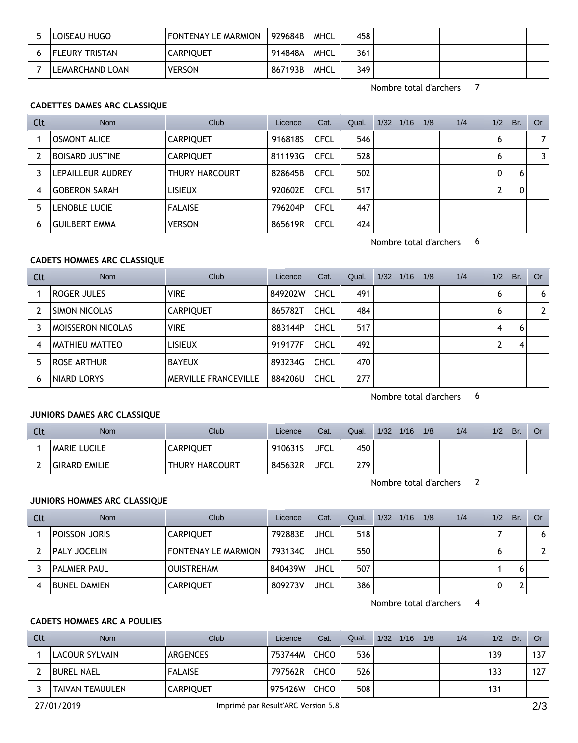| Clt | Nom | Club | Licence | Cat. | Qual. | 1/32 | 1/16 | 1/8 | 1/4 | 1/2 | Br. | Or |
|---|---|---|---|---|---|---|---|---|---|---|---|---|
| 5 | LOISEAU HUGO | FONTENAY LE MARMION | 929684B | MHCL | 458 | | | | | | | |
| 6 | FLEURY TRISTAN | CARPIQUET | 914848A | MHCL | 361 | | | | | | | |
| 7 | LEMARCHAND LOAN | VERSON | 867193B | MHCL | 349 | | | | | | | |

Nombre total d'archers 7

### CADETTES DAMES ARC CLASSIQUE

| Clt | Nom | Club | Licence | Cat. | Qual. | 1/32 | 1/16 | 1/8 | 1/4 | 1/2 | Br. | Or |
|---|---|---|---|---|---|---|---|---|---|---|---|---|
| 1 | OSMONT ALICE | CARPIQUET | 916818S | CFCL | 546 | | | | | 6 | | 7 |
| 2 | BOISARD JUSTINE | CARPIQUET | 811193G | CFCL | 528 | | | | | 6 | | 3 |
| 3 | LEPAILLEUR AUDREY | THURY HARCOURT | 828645B | CFCL | 502 | | | | | 0 | 6 | |
| 4 | GOBERON SARAH | LISIEUX | 920602E | CFCL | 517 | | | | | 2 | 0 | |
| 5 | LENOBLE LUCIE | FALAISE | 796204P | CFCL | 447 | | | | | | | |
| 6 | GUILBERT EMMA | VERSON | 865619R | CFCL | 424 | | | | | | | |

Nombre total d'archers 6

### CADETS HOMMES ARC CLASSIQUE

| Clt | Nom | Club | Licence | Cat. | Qual. | 1/32 | 1/16 | 1/8 | 1/4 | 1/2 | Br. | Or |
|---|---|---|---|---|---|---|---|---|---|---|---|---|
| 1 | ROGER JULES | VIRE | 849202W | CHCL | 491 | | | | | 6 | | 6 |
| 2 | SIMON NICOLAS | CARPIQUET | 865782T | CHCL | 484 | | | | | 6 | | 2 |
| 3 | MOISSERON NICOLAS | VIRE | 883144P | CHCL | 517 | | | | | 4 | 6 | |
| 4 | MATHIEU MATTEO | LISIEUX | 919177F | CHCL | 492 | | | | | 2 | 4 | |
| 5 | ROSE ARTHUR | BAYEUX | 893234G | CHCL | 470 | | | | | | | |
| 6 | NIARD LORYS | MERVILLE FRANCEVILLE | 884206U | CHCL | 277 | | | | | | | |

Nombre total d'archers 6

### JUNIORS DAMES ARC CLASSIQUE

| Clt | Nom | Club | Licence | Cat. | Qual. | 1/32 | 1/16 | 1/8 | 1/4 | 1/2 | Br. | Or |
|---|---|---|---|---|---|---|---|---|---|---|---|---|
| 1 | MARIE LUCILE | CARPIQUET | 910631S | JFCL | 450 | | | | | | | |
| 2 | GIRARD EMILIE | THURY HARCOURT | 845632R | JFCL | 279 | | | | | | | |

Nombre total d'archers 2

### JUNIORS HOMMES ARC CLASSIQUE

| Clt | Nom | Club | Licence | Cat. | Qual. | 1/32 | 1/16 | 1/8 | 1/4 | 1/2 | Br. | Or |
|---|---|---|---|---|---|---|---|---|---|---|---|---|
| 1 | POISSON JORIS | CARPIQUET | 792883E | JHCL | 518 | | | | | 7 | | 6 |
| 2 | PALY JOCELIN | FONTENAY LE MARMION | 793134C | JHCL | 550 | | | | | 6 | | 2 |
| 3 | PALMIER PAUL | OUISTREHAM | 840439W | JHCL | 507 | | | | | 1 | 6 | |
| 4 | BUNEL DAMIEN | CARPIQUET | 809273V | JHCL | 386 | | | | | 0 | 2 | |

Nombre total d'archers 4

### CADETS HOMMES ARC A POULIES

| Clt | Nom | Club | Licence | Cat. | Qual. | 1/32 | 1/16 | 1/8 | 1/4 | 1/2 | Br. | Or |
|---|---|---|---|---|---|---|---|---|---|---|---|---|
| 1 | LACOUR SYLVAIN | ARGENCES | 753744M | CHCO | 536 | | | | | 139 | | 137 |
| 2 | BUREL NAEL | FALAISE | 797562R | CHCO | 526 | | | | | 133 | | 127 |
| 3 | TAIVAN TEMUULEN | CARPIQUET | 975426W | CHCO | 508 | | | | | 131 | | |

27/01/2019 Imprimé par Result'ARC Version 5.8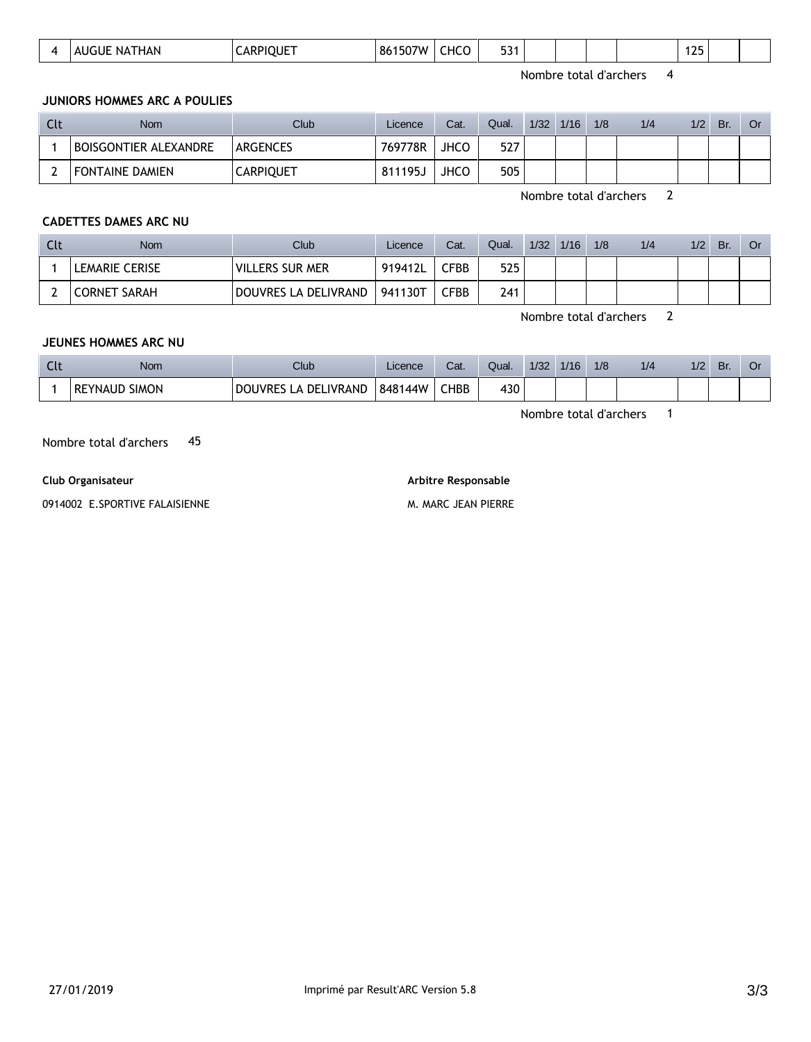| | | | | | | | | | | | | |
|---|---|---|---|---|---|---|---|---|---|---|---|---|
| 4 | AUGUE NATHAN | CARPIQUET | 861507W | CHCO | 531 | | | | | 125 | | |

Nombre total d'archers 4

**JUNIORS HOMMES ARC A POULIES**

| Clt | Nom | Club | Licence | Cat. | Qual. | 1/32 | 1/16 | 1/8 | 1/4 | 1/2 | Br. | Or |
|---|---|---|---|---|---|---|---|---|---|---|---|---|
| 1 | BOISGONTIER ALEXANDRE | ARGENCES | 769778R | JHCO | 527 | | | | | | | |
| 2 | FONTAINE DAMIEN | CARPIQUET | 811195J | JHCO | 505 | | | | | | | |

Nombre total d'archers 2

**CADETTES DAMES ARC NU**

| Clt | Nom | Club | Licence | Cat. | Qual. | 1/32 | 1/16 | 1/8 | 1/4 | 1/2 | Br. | Or |
|---|---|---|---|---|---|---|---|---|---|---|---|---|
| 1 | LEMARIE CERISE | VILLERS SUR MER | 919412L | CFBB | 525 | | | | | | | |
| 2 | CORNET SARAH | DOUVRES LA DELIVRAND | 941130T | CFBB | 241 | | | | | | | |

Nombre total d'archers 2

**JEUNES HOMMES ARC NU**

| Clt | Nom | Club | Licence | Cat. | Qual. | 1/32 | 1/16 | 1/8 | 1/4 | 1/2 | Br. | Or |
|---|---|---|---|---|---|---|---|---|---|---|---|---|
| 1 | REYNAUD SIMON | DOUVRES LA DELIVRAND | 848144W | CHBB | 430 | | | | | | | |

Nombre total d'archers 1

Nombre total d'archers 45

**Club Organisateur**

0914002 E.SPORTIVE FALAISIENNE

**Arbitre Responsable**

M. MARC JEAN PIERRE

27/01/2019 Imprimé par Result'ARC Version 5.8